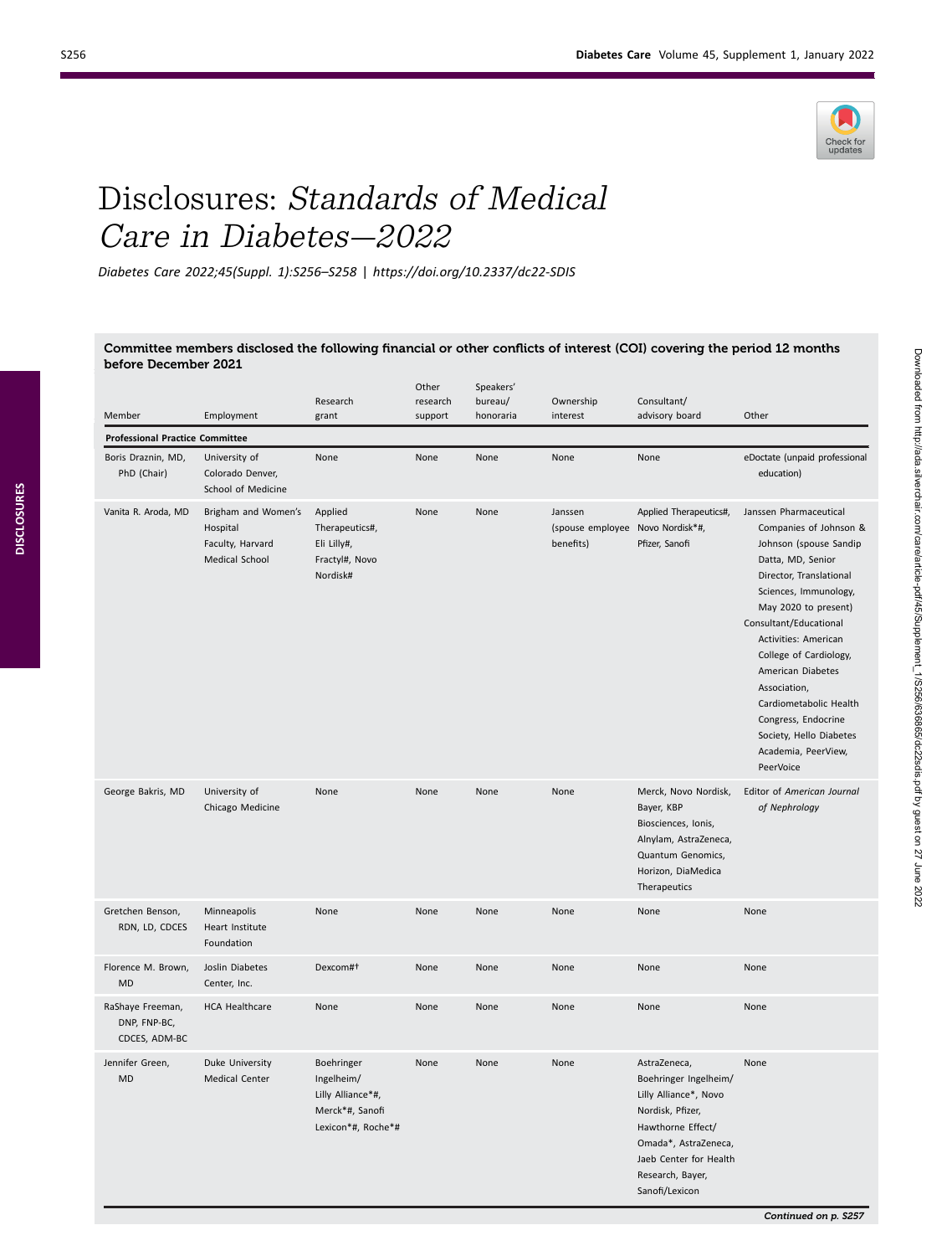# Disclosures: *Standards of Medical Care in Diabetes—2022*

*Diabetes Care 2022;45(Suppl. 1):S256–S258 | https://doi.org/10.2337/dc22-SDIS*

**Committee members disclosed the following financial or other conflicts of interest (COI) covering the period 12 months before December 2021**

| Member | Employment | Research grant | Other research support | Speakers' bureau/ honoraria | Ownership interest | Consultant/ advisory board | Other |
|---|---|---|---|---|---|---|---|
| **Professional Practice Committee** | | | | | | | |
| Boris Draznin, MD, PhD (Chair) | University of Colorado Denver, School of Medicine | None | None | None | None | None | eDoctate (unpaid professional education) |
| Vanita R. Aroda, MD | Brigham and Women's Hospital Faculty, Harvard Medical School | Applied Therapeutics#, Eli Lilly#, Fractyl#, Novo Nordisk# | None | None | Janssen (spouse employee benefits) | Applied Therapeutics#, Novo Nordisk*#, Pfizer, Sanofi | Janssen Pharmaceutical Companies of Johnson & Johnson (spouse Sandip Datta, MD, Senior Director, Translational Sciences, Immunology, May 2020 to present) Consultant/Educational Activities: American College of Cardiology, American Diabetes Association, Cardiometabolic Health Congress, Endocrine Society, Hello Diabetes Academia, PeerView, PeerVoice |
| George Bakris, MD | University of Chicago Medicine | None | None | None | None | Merck, Novo Nordisk, Bayer, KBP Biosciences, Ionis, Alnylam, AstraZeneca, Quantum Genomics, Horizon, DiaMedica Therapeutics | Editor of *American Journal of Nephrology* |
| Gretchen Benson, RDN, LD, CDCES | Minneapolis Heart Institute Foundation | None | None | None | None | None | None |
| Florence M. Brown, MD | Joslin Diabetes Center, Inc. | Dexcom#† | None | None | None | None | None |
| RaShaye Freeman, DNP, FNP-BC, CDCES, ADM-BC | HCA Healthcare | None | None | None | None | None | None |
| Jennifer Green, MD | Duke University Medical Center | Boehringer Ingelheim/ Lilly Alliance*#, Merck*#, Sanofi Lexicon*#, Roche*# | None | None | None | AstraZeneca, Boehringer Ingelheim/ Lilly Alliance*, Novo Nordisk, Pfizer, Hawthorne Effect/ Omada*, AstraZeneca, Jaeb Center for Health Research, Bayer, Sanofi/Lexicon | None |

*Continued on p. S257*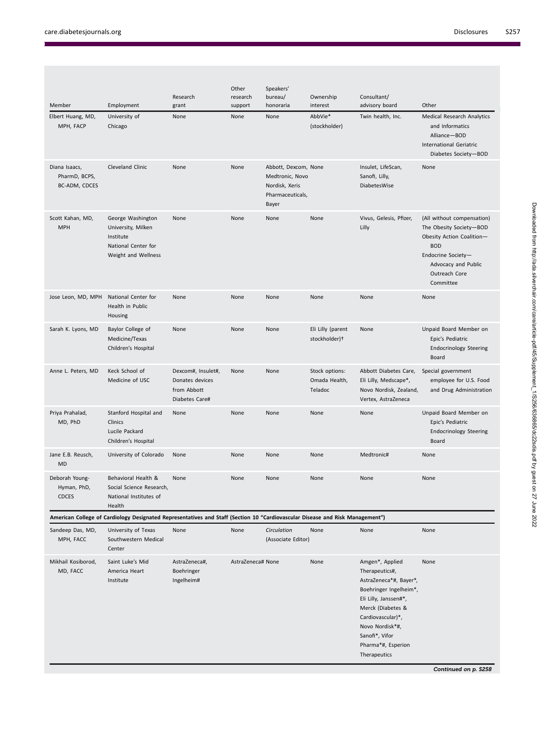| Member | Employment | Research grant | Other research support | Speakers' bureau/ honoraria | Ownership interest | Consultant/ advisory board | Other |
|---|---|---|---|---|---|---|---|
| Elbert Huang, MD, MPH, FACP | University of Chicago | None | None | None | AbbVie* (stockholder) | Twin health, Inc. | Medical Research Analytics and Informatics Alliance—BOD International Geriatric Diabetes Society—BOD |
| Diana Isaacs, PharmD, BCPS, BC-ADM, CDCES | Cleveland Clinic | None | None | Abbott, Dexcom, Medtronic, Novo Nordisk, Xeris Pharmaceuticals, Bayer | None | Insulet, LifeScan, Sanofi, Lilly, DiabetesWise | None |
| Scott Kahan, MD, MPH | George Washington University, Milken Institute National Center for Weight and Wellness | None | None | None | None | Vivus, Gelesis, Pfizer, Lilly | (All without compensation) The Obesity Society—BOD Obesity Action Coalition—BOD Endocrine Society—Advocacy and Public Outreach Core Committee |
| Jose Leon, MD, MPH | National Center for Health in Public Housing | None | None | None | None | None | None |
| Sarah K. Lyons, MD | Baylor College of Medicine/Texas Children's Hospital | None | None | None | Eli Lilly (parent stockholder)† | None | Unpaid Board Member on Epic's Pediatric Endocrinology Steering Board |
| Anne L. Peters, MD | Keck School of Medicine of USC | Dexcom#, Insulet#, Donates devices from Abbott Diabetes Care# | None | None | Stock options: Omada Health, Teladoc | Abbott Diabetes Care, Eli Lilly, Medscape*, Novo Nordisk, Zealand, Vertex, AstraZeneca | Special government employee for U.S. Food and Drug Administration |
| Priya Prahalad, MD, PhD | Stanford Hospital and Clinics Lucile Packard Children's Hospital | None | None | None | None | None | Unpaid Board Member on Epic's Pediatric Endocrinology Steering Board |
| Jane E.B. Reusch, MD | University of Colorado | None | None | None | None | Medtronic# | None |
| Deborah Young-Hyman, PhD, CDCES | Behavioral Health & Social Science Research, National Institutes of Health | None | None | None | None | None | None |
| **American College of Cardiology Designated Representatives and Staff (Section 10 "Cardiovascular Disease and Risk Management")** | | | | | | | |
| Sandeep Das, MD, MPH, FACC | University of Texas Southwestern Medical Center | None | None | *Circulation* (Associate Editor) | None | None | None |
| Mikhail Kosiborod, MD, FACC | Saint Luke's Mid America Heart Institute | AstraZeneca#, Boehringer Ingelheim# | AstraZeneca# | None | None | Amgen*, Applied Therapeutics#, AstraZeneca*#, Bayer*, Boehringer Ingelheim*, Eli Lilly, Janssen#*, Merck (Diabetes & Cardiovascular)*, Novo Nordisk*#, Sanofi*, Vifor Pharma*#, Esperion Therapeutics | None |

*Continued on p. S258*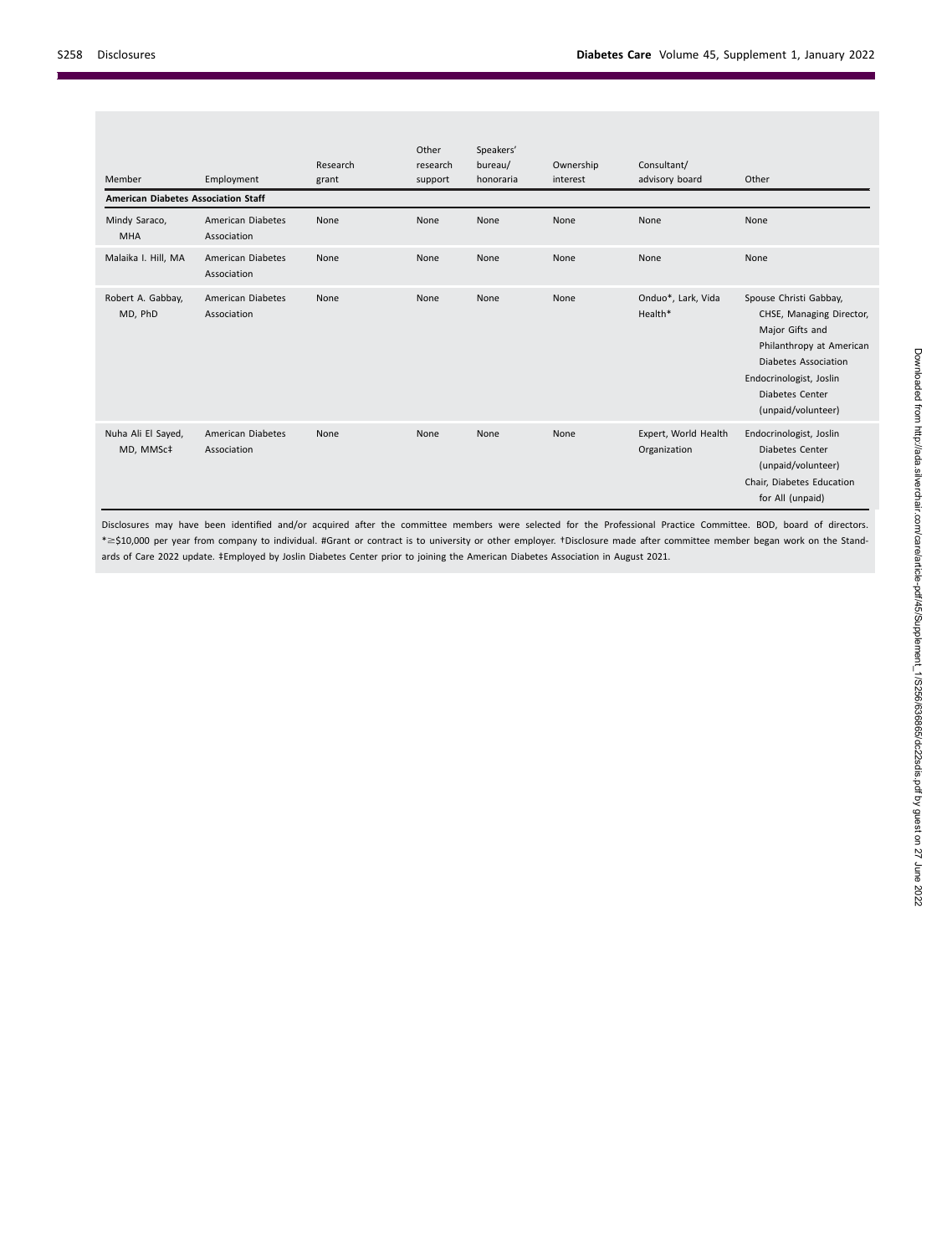| Member | Employment | Research grant | Other research support | Speakers' bureau/ honoraria | Ownership interest | Consultant/ advisory board | Other |
|---|---|---|---|---|---|---|---|
| **American Diabetes Association Staff** | | | | | | | |
| Mindy Saraco, MHA | American Diabetes Association | None | None | None | None | None | None |
| Malaika I. Hill, MA | American Diabetes Association | None | None | None | None | None | None |
| Robert A. Gabbay, MD, PhD | American Diabetes Association | None | None | None | None | Onduo*, Lark, Vida Health* | Spouse Christi Gabbay, CHSE, Managing Director, Major Gifts and Philanthropy at American Diabetes Association<br>Endocrinologist, Joslin Diabetes Center (unpaid/volunteer) |
| Nuha Ali El Sayed, MD, MMSc‡ | American Diabetes Association | None | None | None | None | Expert, World Health Organization | Endocrinologist, Joslin Diabetes Center (unpaid/volunteer)<br>Chair, Diabetes Education for All (unpaid) |

Disclosures may have been identified and/or acquired after the committee members were selected for the Professional Practice Committee. BOD, board of directors. *≥$10,000 per year from company to individual. #Grant or contract is to university or other employer. †Disclosure made after committee member began work on the Standards of Care 2022 update. ‡Employed by Joslin Diabetes Center prior to joining the American Diabetes Association in August 2021.